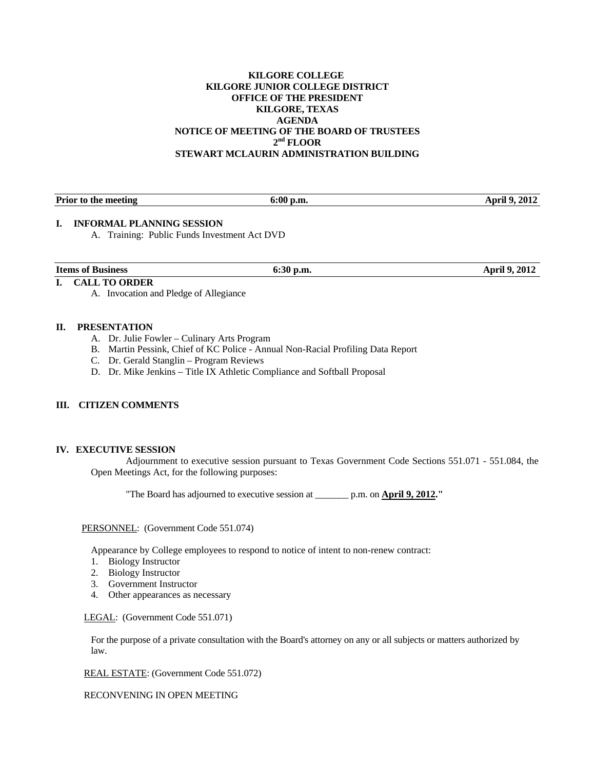**KILGORE COLLEGE**
**KILGORE JUNIOR COLLEGE DISTRICT**
**OFFICE OF THE PRESIDENT**
**KILGORE, TEXAS**
**AGENDA**
**NOTICE OF MEETING OF THE BOARD OF TRUSTEES**
**2nd FLOOR**
**STEWART MCLAURIN ADMINISTRATION BUILDING**

| **Prior to the meeting** | **6:00 p.m.** | **April 9, 2012** |
|---|---|---|

## I. INFORMAL PLANNING SESSION

A. Training: Public Funds Investment Act DVD

| **Items of Business** | **6:30 p.m.** | **April 9, 2012** |
|---|---|---|

## I. CALL TO ORDER

A. Invocation and Pledge of Allegiance

## II. PRESENTATION

A. Dr. Julie Fowler – Culinary Arts Program
B. Martin Pessink, Chief of KC Police - Annual Non-Racial Profiling Data Report
C. Dr. Gerald Stanglin – Program Reviews
D. Dr. Mike Jenkins – Title IX Athletic Compliance and Softball Proposal

## III. CITIZEN COMMENTS

## IV. EXECUTIVE SESSION

Adjournment to executive session pursuant to Texas Government Code Sections 551.071 - 551.084, the Open Meetings Act, for the following purposes:

"The Board has adjourned to executive session at _______ p.m. on **April 9, 2012**."

PERSONNEL: (Government Code 551.074)

Appearance by College employees to respond to notice of intent to non-renew contract:

1. Biology Instructor
2. Biology Instructor
3. Government Instructor
4. Other appearances as necessary

LEGAL: (Government Code 551.071)

For the purpose of a private consultation with the Board's attorney on any or all subjects or matters authorized by law.

REAL ESTATE: (Government Code 551.072)

RECONVENING IN OPEN MEETING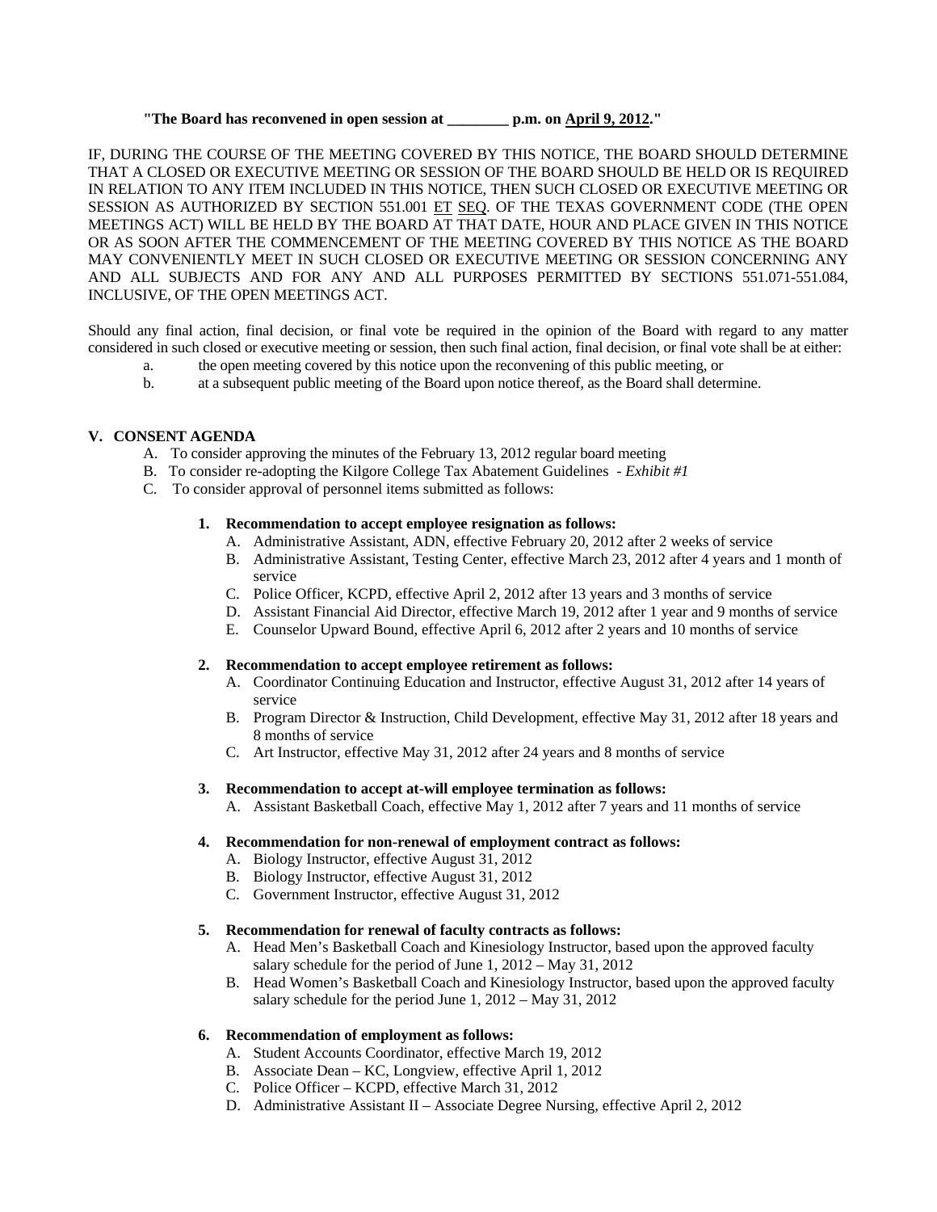**"The Board has reconvened in open session at ________ p.m. on April 9, 2012."**

IF, DURING THE COURSE OF THE MEETING COVERED BY THIS NOTICE, THE BOARD SHOULD DETERMINE THAT A CLOSED OR EXECUTIVE MEETING OR SESSION OF THE BOARD SHOULD BE HELD OR IS REQUIRED IN RELATION TO ANY ITEM INCLUDED IN THIS NOTICE, THEN SUCH CLOSED OR EXECUTIVE MEETING OR SESSION AS AUTHORIZED BY SECTION 551.001 ET SEQ. OF THE TEXAS GOVERNMENT CODE (THE OPEN MEETINGS ACT) WILL BE HELD BY THE BOARD AT THAT DATE, HOUR AND PLACE GIVEN IN THIS NOTICE OR AS SOON AFTER THE COMMENCEMENT OF THE MEETING COVERED BY THIS NOTICE AS THE BOARD MAY CONVENIENTLY MEET IN SUCH CLOSED OR EXECUTIVE MEETING OR SESSION CONCERNING ANY AND ALL SUBJECTS AND FOR ANY AND ALL PURPOSES PERMITTED BY SECTIONS 551.071-551.084, INCLUSIVE, OF THE OPEN MEETINGS ACT.

Should any final action, final decision, or final vote be required in the opinion of the Board with regard to any matter considered in such closed or executive meeting or session, then such final action, final decision, or final vote shall be at either:

a. the open meeting covered by this notice upon the reconvening of this public meeting, or
b. at a subsequent public meeting of the Board upon notice thereof, as the Board shall determine.

## V. CONSENT AGENDA

A. To consider approving the minutes of the February 13, 2012 regular board meeting
B. To consider re-adopting the Kilgore College Tax Abatement Guidelines - *Exhibit #1*
C. To consider approval of personnel items submitted as follows:

**1. Recommendation to accept employee resignation as follows:**
   A. Administrative Assistant, ADN, effective February 20, 2012 after 2 weeks of service
   B. Administrative Assistant, Testing Center, effective March 23, 2012 after 4 years and 1 month of service
   C. Police Officer, KCPD, effective April 2, 2012 after 13 years and 3 months of service
   D. Assistant Financial Aid Director, effective March 19, 2012 after 1 year and 9 months of service
   E. Counselor Upward Bound, effective April 6, 2012 after 2 years and 10 months of service

**2. Recommendation to accept employee retirement as follows:**
   A. Coordinator Continuing Education and Instructor, effective August 31, 2012 after 14 years of service
   B. Program Director & Instruction, Child Development, effective May 31, 2012 after 18 years and 8 months of service
   C. Art Instructor, effective May 31, 2012 after 24 years and 8 months of service

**3. Recommendation to accept at-will employee termination as follows:**
   A. Assistant Basketball Coach, effective May 1, 2012 after 7 years and 11 months of service

**4. Recommendation for non-renewal of employment contract as follows:**
   A. Biology Instructor, effective August 31, 2012
   B. Biology Instructor, effective August 31, 2012
   C. Government Instructor, effective August 31, 2012

**5. Recommendation for renewal of faculty contracts as follows:**
   A. Head Men's Basketball Coach and Kinesiology Instructor, based upon the approved faculty salary schedule for the period of June 1, 2012 – May 31, 2012
   B. Head Women's Basketball Coach and Kinesiology Instructor, based upon the approved faculty salary schedule for the period June 1, 2012 – May 31, 2012

**6. Recommendation of employment as follows:**
   A. Student Accounts Coordinator, effective March 19, 2012
   B. Associate Dean – KC, Longview, effective April 1, 2012
   C. Police Officer – KCPD, effective March 31, 2012
   D. Administrative Assistant II – Associate Degree Nursing, effective April 2, 2012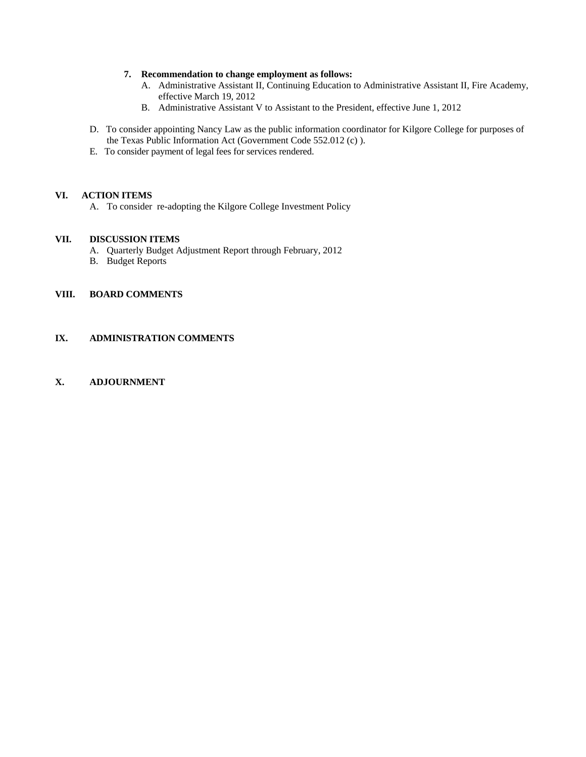7. **Recommendation to change employment as follows:**
   A. Administrative Assistant II, Continuing Education to Administrative Assistant II, Fire Academy, effective March 19, 2012
   B. Administrative Assistant V to Assistant to the President, effective June 1, 2012

D. To consider appointing Nancy Law as the public information coordinator for Kilgore College for purposes of the Texas Public Information Act (Government Code 552.012 (c) ).

E. To consider payment of legal fees for services rendered.

**VI. ACTION ITEMS**

A. To consider re-adopting the Kilgore College Investment Policy

**VII. DISCUSSION ITEMS**

A. Quarterly Budget Adjustment Report through February, 2012

B. Budget Reports

**VIII. BOARD COMMENTS**

**IX. ADMINISTRATION COMMENTS**

**X. ADJOURNMENT**